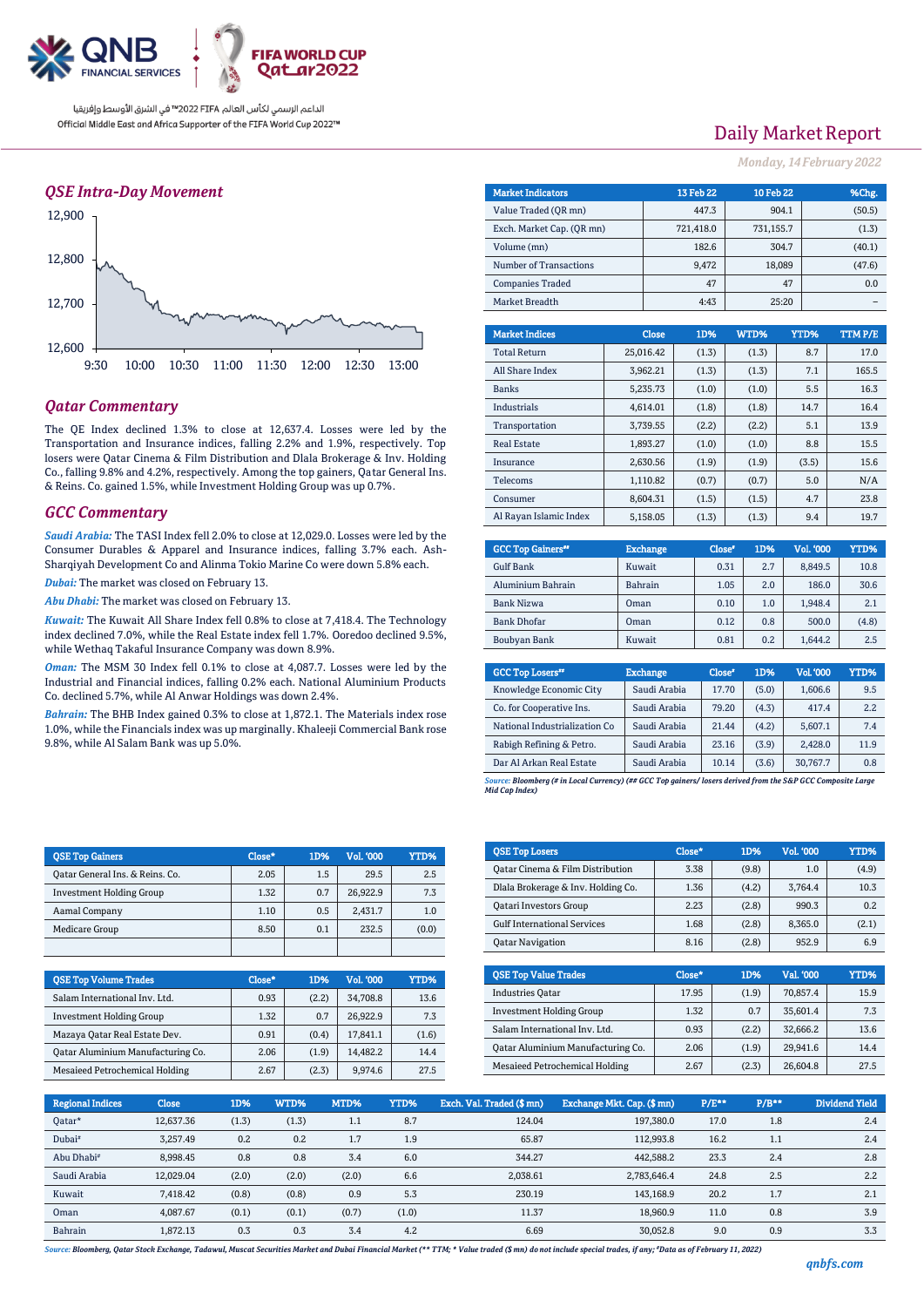الداعم الرسمي لكأس العالم FIFA 2022™ في الشرق الأوسط وإفريقيا

Official Middle East and Africa Supporter of the FIFA World Cup 2022™

# Daily Market Report

*Monday, 14 February 2022*

## QSE Intra-Day Movement

12,900
12,800
12,700
12,600

9:30 10:00 10:30 11:00 11:30 12:00 12:30 13:00

## Qatar Commentary

The QE Index declined 1.3% to close at 12,637.4. Losses were led by the Transportation and Insurance indices, falling 2.2% and 1.9%, respectively. Top losers were Qatar Cinema & Film Distribution and Dlala Brokerage & Inv. Holding Co., falling 9.8% and 4.2%, respectively. Among the top gainers, Qatar General Ins. & Reins. Co. gained 1.5%, while Investment Holding Group was up 0.7%.

## GCC Commentary

***Saudi Arabia:*** The TASI Index fell 2.0% to close at 12,029.0. Losses were led by the Consumer Durables & Apparel and Insurance indices, falling 3.7% each. Ash-Sharqiyah Development Co and Alinma Tokio Marine Co were down 5.8% each.

***Dubai:*** The market was closed on February 13.

***Abu Dhabi:*** The market was closed on February 13.

***Kuwait:*** The Kuwait All Share Index fell 0.8% to close at 7,418.4. The Technology index declined 7.0%, while the Real Estate index fell 1.7%. Ooredoo declined 9.5%, while Wethaq Takaful Insurance Company was down 8.9%.

***Oman:*** The MSM 30 Index fell 0.1% to close at 4,087.7. Losses were led by the Industrial and Financial indices, falling 0.2% each. National Aluminium Products Co. declined 5.7%, while Al Anwar Holdings was down 2.4%.

***Bahrain:*** The BHB Index gained 0.3% to close at 1,872.1. The Materials index rose 1.0%, while the Financials index was up marginally. Khaleeji Commercial Bank rose 9.8%, while Al Salam Bank was up 5.0%.

| Market Indicators | 13 Feb 22 | 10 Feb 22 | %Chg. |
|---|---|---|---|
| Value Traded (QR mn) | 447.3 | 904.1 | (50.5) |
| Exch. Market Cap. (QR mn) | 721,418.0 | 731,155.7 | (1.3) |
| Volume (mn) | 182.6 | 304.7 | (40.1) |
| Number of Transactions | 9,472 | 18,089 | (47.6) |
| Companies Traded | 47 | 47 | 0.0 |
| Market Breadth | 4:43 | 25:20 | – |

| Market Indices | Close | 1D% | WTD% | YTD% | TTM P/E |
|---|---|---|---|---|---|
| Total Return | 25,016.42 | (1.3) | (1.3) | 8.7 | 17.0 |
| All Share Index | 3,962.21 | (1.3) | (1.3) | 7.1 | 165.5 |
| Banks | 5,235.73 | (1.0) | (1.0) | 5.5 | 16.3 |
| Industrials | 4,614.01 | (1.8) | (1.8) | 14.7 | 16.4 |
| Transportation | 3,739.55 | (2.2) | (2.2) | 5.1 | 13.9 |
| Real Estate | 1,893.27 | (1.0) | (1.0) | 8.8 | 15.5 |
| Insurance | 2,630.56 | (1.9) | (1.9) | (3.5) | 15.6 |
| Telecoms | 1,110.82 | (0.7) | (0.7) | 5.0 | N/A |
| Consumer | 8,604.31 | (1.5) | (1.5) | 4.7 | 23.8 |
| Al Rayan Islamic Index | 5,158.05 | (1.3) | (1.3) | 9.4 | 19.7 |

| GCC Top Gainers## | Exchange | Close# | 1D% | Vol. '000 | YTD% |
|---|---|---|---|---|---|
| Gulf Bank | Kuwait | 0.31 | 2.7 | 8,849.5 | 10.8 |
| Aluminium Bahrain | Bahrain | 1.05 | 2.0 | 186.0 | 30.6 |
| Bank Nizwa | Oman | 0.10 | 1.0 | 1,948.4 | 2.1 |
| Bank Dhofar | Oman | 0.12 | 0.8 | 500.0 | (4.8) |
| Boubyan Bank | Kuwait | 0.81 | 0.2 | 1,644.2 | 2.5 |

| GCC Top Losers## | Exchange | Close# | 1D% | Vol. '000 | YTD% |
|---|---|---|---|---|---|
| Knowledge Economic City | Saudi Arabia | 17.70 | (5.0) | 1,606.6 | 9.5 |
| Co. for Cooperative Ins. | Saudi Arabia | 79.20 | (4.3) | 417.4 | 2.2 |
| National Industrialization Co | Saudi Arabia | 21.44 | (4.2) | 5,607.1 | 7.4 |
| Rabigh Refining & Petro. | Saudi Arabia | 23.16 | (3.9) | 2,428.0 | 11.9 |
| Dar Al Arkan Real Estate | Saudi Arabia | 10.14 | (3.6) | 30,767.7 | 0.8 |

*Source: Bloomberg (# in Local Currency) (## GCC Top gainers/ losers derived from the S&P GCC Composite Large Mid Cap Index)*

| QSE Top Gainers | Close* | 1D% | Vol. '000 | YTD% |
|---|---|---|---|---|
| Qatar General Ins. & Reins. Co. | 2.05 | 1.5 | 29.5 | 2.5 |
| Investment Holding Group | 1.32 | 0.7 | 26,922.9 | 7.3 |
| Aamal Company | 1.10 | 0.5 | 2,431.7 | 1.0 |
| Medicare Group | 8.50 | 0.1 | 232.5 | (0.0) |

| QSE Top Losers | Close* | 1D% | Vol. '000 | YTD% |
|---|---|---|---|---|
| Qatar Cinema & Film Distribution | 3.38 | (9.8) | 1.0 | (4.9) |
| Dlala Brokerage & Inv. Holding Co. | 1.36 | (4.2) | 3,764.4 | 10.3 |
| Qatari Investors Group | 2.23 | (2.8) | 990.3 | 0.2 |
| Gulf International Services | 1.68 | (2.8) | 8,365.0 | (2.1) |
| Qatar Navigation | 8.16 | (2.8) | 952.9 | 6.9 |

| QSE Top Volume Trades | Close* | 1D% | Vol. '000 | YTD% |
|---|---|---|---|---|
| Salam International Inv. Ltd. | 0.93 | (2.2) | 34,708.8 | 13.6 |
| Investment Holding Group | 1.32 | 0.7 | 26,922.9 | 7.3 |
| Mazaya Qatar Real Estate Dev. | 0.91 | (0.4) | 17,841.1 | (1.6) |
| Qatar Aluminium Manufacturing Co. | 2.06 | (1.9) | 14,482.2 | 14.4 |
| Mesaieed Petrochemical Holding | 2.67 | (2.3) | 9,974.6 | 27.5 |

| QSE Top Value Trades | Close* | 1D% | Val. '000 | YTD% |
|---|---|---|---|---|
| Industries Qatar | 17.95 | (1.9) | 70,857.4 | 15.9 |
| Investment Holding Group | 1.32 | 0.7 | 35,601.4 | 7.3 |
| Salam International Inv. Ltd. | 0.93 | (2.2) | 32,666.2 | 13.6 |
| Qatar Aluminium Manufacturing Co. | 2.06 | (1.9) | 29,941.6 | 14.4 |
| Mesaieed Petrochemical Holding | 2.67 | (2.3) | 26,604.8 | 27.5 |

| Regional Indices | Close | 1D% | WTD% | MTD% | YTD% | Exch. Val. Traded ($ mn) | Exchange Mkt. Cap. ($ mn) | P/E** | P/B** | Dividend Yield |
|---|---|---|---|---|---|---|---|---|---|---|
| Qatar* | 12,637.36 | (1.3) | (1.3) | 1.1 | 8.7 | 124.04 | 197,380.0 | 17.0 | 1.8 | 2.4 |
| Dubai# | 3,257.49 | 0.2 | 0.2 | 1.7 | 1.9 | 65.87 | 112,993.8 | 16.2 | 1.1 | 2.4 |
| Abu Dhabi# | 8,998.45 | 0.8 | 0.8 | 3.4 | 6.0 | 344.27 | 442,588.2 | 23.3 | 2.4 | 2.8 |
| Saudi Arabia | 12,029.04 | (2.0) | (2.0) | (2.0) | 6.6 | 2,038.61 | 2,783,646.4 | 24.8 | 2.5 | 2.2 |
| Kuwait | 7,418.42 | (0.8) | (0.8) | 0.9 | 5.3 | 230.19 | 143,168.9 | 20.2 | 1.7 | 2.1 |
| Oman | 4,087.67 | (0.1) | (0.1) | (0.7) | (1.0) | 11.37 | 18,960.9 | 11.0 | 0.8 | 3.9 |
| Bahrain | 1,872.13 | 0.3 | 0.3 | 3.4 | 4.2 | 6.69 | 30,052.8 | 9.0 | 0.9 | 3.3 |

*Source: Bloomberg, Qatar Stock Exchange, Tadawul, Muscat Securities Market and Dubai Financial Market (** TTM; * Value traded ($ mn) do not include special trades, if any; #Data as of February 11, 2022)*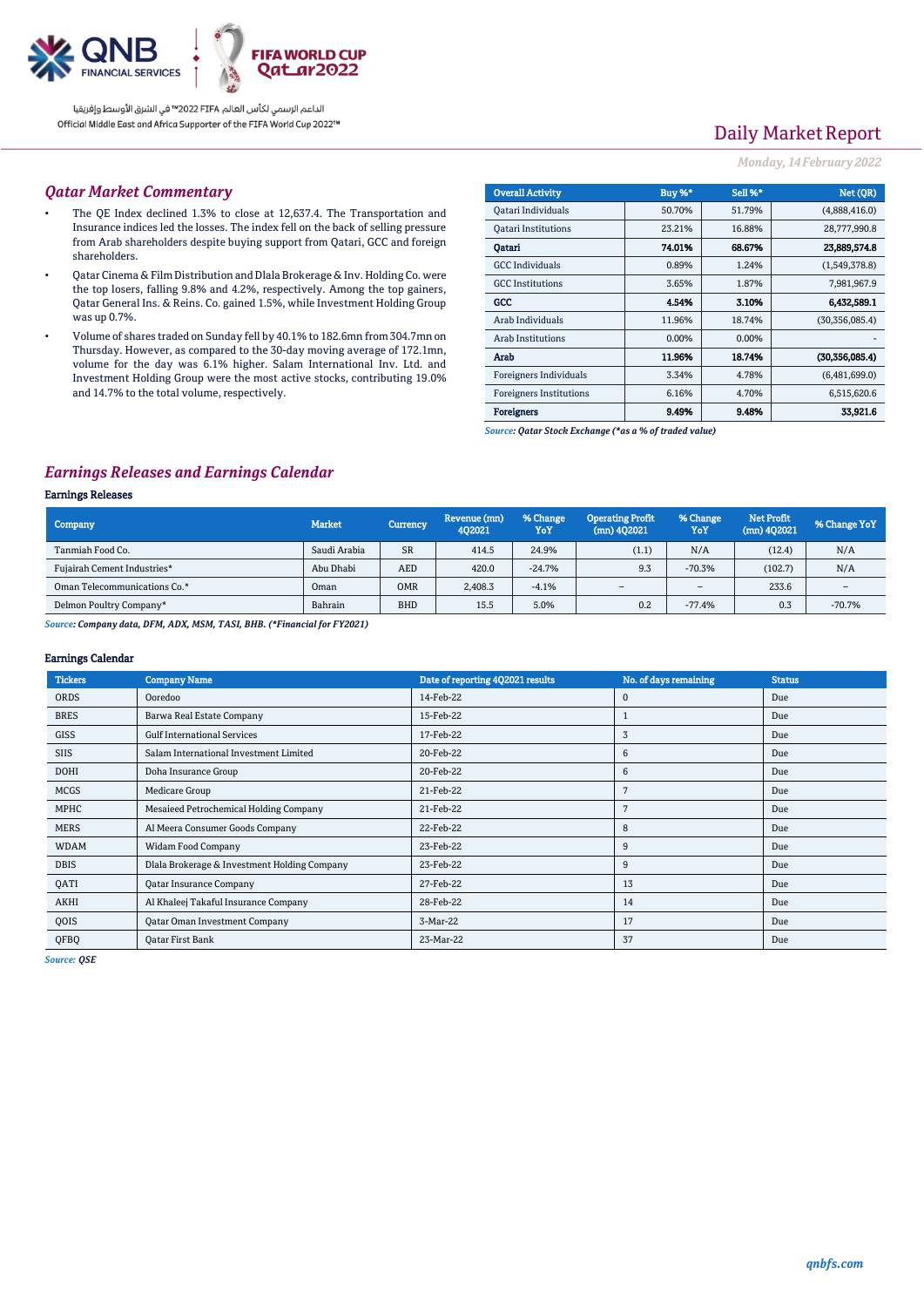# Daily Market Report

*Monday, 14 February 2022*

## Qatar Market Commentary

- The QE Index declined 1.3% to close at 12,637.4. The Transportation and Insurance indices led the losses. The index fell on the back of selling pressure from Arab shareholders despite buying support from Qatari, GCC and foreign shareholders.
- Qatar Cinema & Film Distribution and Dlala Brokerage & Inv. Holding Co. were the top losers, falling 9.8% and 4.2%, respectively. Among the top gainers, Qatar General Ins. & Reins. Co. gained 1.5%, while Investment Holding Group was up 0.7%.
- Volume of shares traded on Sunday fell by 40.1% to 182.6mn from 304.7mn on Thursday. However, as compared to the 30-day moving average of 172.1mn, volume for the day was 6.1% higher. Salam International Inv. Ltd. and Investment Holding Group were the most active stocks, contributing 19.0% and 14.7% to the total volume, respectively.

| Overall Activity | Buy %* | Sell %* | Net (QR) |
|---|---|---|---|
| Qatari Individuals | 50.70% | 51.79% | (4,888,416.0) |
| Qatari Institutions | 23.21% | 16.88% | 28,777,990.8 |
| **Qatari** | **74.01%** | **68.67%** | **23,889,574.8** |
| GCC Individuals | 0.89% | 1.24% | (1,549,378.8) |
| GCC Institutions | 3.65% | 1.87% | 7,981,967.9 |
| **GCC** | **4.54%** | **3.10%** | **6,432,589.1** |
| Arab Individuals | 11.96% | 18.74% | (30,356,085.4) |
| Arab Institutions | 0.00% | 0.00% | - |
| **Arab** | **11.96%** | **18.74%** | **(30,356,085.4)** |
| Foreigners Individuals | 3.34% | 4.78% | (6,481,699.0) |
| Foreigners Institutions | 6.16% | 4.70% | 6,515,620.6 |
| **Foreigners** | **9.49%** | **9.48%** | **33,921.6** |

*Source: Qatar Stock Exchange (*as a % of traded value)*

## Earnings Releases and Earnings Calendar

### Earnings Releases

| Company | Market | Currency | Revenue (mn) 4Q2021 | % Change YoY | Operating Profit (mn) 4Q2021 | % Change YoY | Net Profit (mn) 4Q2021 | % Change YoY |
|---|---|---|---|---|---|---|---|---|
| Tanmiah Food Co. | Saudi Arabia | SR | 414.5 | 24.9% | (1.1) | N/A | (12.4) | N/A |
| Fujairah Cement Industries* | Abu Dhabi | AED | 420.0 | -24.7% | 9.3 | -70.3% | (102.7) | N/A |
| Oman Telecommunications Co.* | Oman | OMR | 2,408.3 | -4.1% | – | – | 233.6 | – |
| Delmon Poultry Company* | Bahrain | BHD | 15.5 | 5.0% | 0.2 | -77.4% | 0.3 | -70.7% |

*Source: Company data, DFM, ADX, MSM, TASI, BHB. (*Financial for FY2021)*

### Earnings Calendar

| Tickers | Company Name | Date of reporting 4Q2021 results | No. of days remaining | Status |
|---|---|---|---|---|
| ORDS | Ooredoo | 14-Feb-22 | 0 | Due |
| BRES | Barwa Real Estate Company | 15-Feb-22 | 1 | Due |
| GISS | Gulf International Services | 17-Feb-22 | 3 | Due |
| SIIS | Salam International Investment Limited | 20-Feb-22 | 6 | Due |
| DOHI | Doha Insurance Group | 20-Feb-22 | 6 | Due |
| MCGS | Medicare Group | 21-Feb-22 | 7 | Due |
| MPHC | Mesaieed Petrochemical Holding Company | 21-Feb-22 | 7 | Due |
| MERS | Al Meera Consumer Goods Company | 22-Feb-22 | 8 | Due |
| WDAM | Widam Food Company | 23-Feb-22 | 9 | Due |
| DBIS | Dlala Brokerage & Investment Holding Company | 23-Feb-22 | 9 | Due |
| QATI | Qatar Insurance Company | 27-Feb-22 | 13 | Due |
| AKHI | Al Khaleej Takaful Insurance Company | 28-Feb-22 | 14 | Due |
| QOIS | Qatar Oman Investment Company | 3-Mar-22 | 17 | Due |
| QFBQ | Qatar First Bank | 23-Mar-22 | 37 | Due |

*Source: QSE*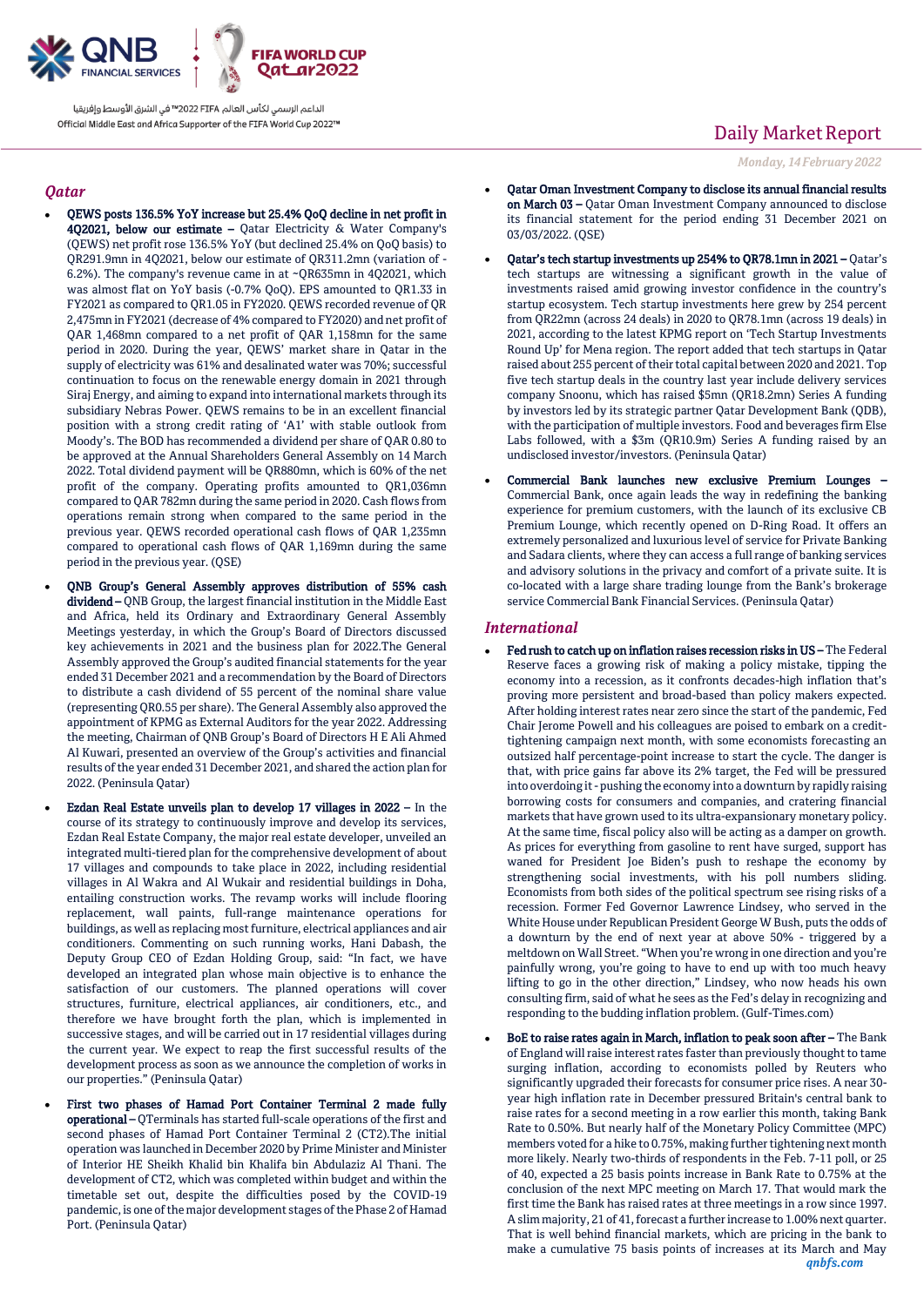## Qatar

- **QEWS posts 136.5% YoY increase but 25.4% QoQ decline in net profit in 4Q2021, below our estimate –** Qatar Electricity & Water Company's (QEWS) net profit rose 136.5% YoY (but declined 25.4% on QoQ basis) to QR291.9mn in 4Q2021, below our estimate of QR311.2mn (variation of -6.2%). The company's revenue came in at ~QR635mn in 4Q2021, which was almost flat on YoY basis (-0.7% QoQ). EPS amounted to QR1.33 in FY2021 as compared to QR1.05 in FY2020. QEWS recorded revenue of QR 2,475mn in FY2021 (decrease of 4% compared to FY2020) and net profit of QAR 1,468mn compared to a net profit of QAR 1,158mn for the same period in 2020. During the year, QEWS' market share in Qatar in the supply of electricity was 61% and desalinated water was 70%; successful continuation to focus on the renewable energy domain in 2021 through Siraj Energy, and aiming to expand into international markets through its subsidiary Nebras Power. QEWS remains to be in an excellent financial position with a strong credit rating of 'A1' with stable outlook from Moody's. The BOD has recommended a dividend per share of QAR 0.80 to be approved at the Annual Shareholders General Assembly on 14 March 2022. Total dividend payment will be QAR880mn, which is 60% of the net profit of the company. Operating profits amounted to QR1,036mn compared to QAR 782mn during the same period in 2020. Cash flows from operations remain strong when compared to the same period in the previous year. QEWS recorded operational cash flows of QAR 1,235mn compared to operational cash flows of QAR 1,169mn during the same period in the previous year. (QSE)

- **QNB Group's General Assembly approves distribution of 55% cash dividend –** QNB Group, the largest financial institution in the Middle East and Africa, held its Ordinary and Extraordinary General Assembly Meetings yesterday, in which the Group's Board of Directors discussed key achievements in 2021 and the business plan for 2022.The General Assembly approved the Group's audited financial statements for the year ended 31 December 2021 and a recommendation by the Board of Directors to distribute a cash dividend of 55 percent of the nominal share value (representing QR0.55 per share). The General Assembly also approved the appointment of KPMG as External Auditors for the year 2022. Addressing the meeting, Chairman of QNB Group's Board of Directors H E Ali Ahmed Al Kuwari, presented an overview of the Group's activities and financial results of the year ended 31 December 2021, and shared the action plan for 2022. (Peninsula Qatar)

- **Ezdan Real Estate unveils plan to develop 17 villages in 2022 –** In the course of its strategy to continuously improve and develop its services, Ezdan Real Estate Company, the major real estate developer, unveiled an integrated multi-tiered plan for the comprehensive development of about 17 villages and compounds to take place in 2022, including residential villages in Al Wakra and Al Wukair and residential buildings in Doha, entailing construction works. The revamp works will include flooring replacement, wall paints, full-range maintenance operations for buildings, as well as replacing most furniture, electrical appliances and air conditioners. Commenting on such running works, Hani Dabash, the Deputy Group CEO of Ezdan Holding Group, said: "In fact, we have developed an integrated plan whose main objective is to enhance the satisfaction of our customers. The planned operations will cover structures, furniture, electrical appliances, air conditioners, etc., and therefore we have brought forth the plan, which is implemented in successive stages, and will be carried out in 17 residential villages during the current year. We expect to reap the first successful results of the development process as soon as we announce the completion of works in our properties." (Peninsula Qatar)

- **First two phases of Hamad Port Container Terminal 2 made fully operational –** QTerminals has started full-scale operations of the first and second phases of Hamad Port Container Terminal 2 (CT2).The initial operation was launched in December 2020 by Prime Minister and Minister of Interior HE Sheikh Khalid bin Khalifa bin Abdulaziz Al Thani. The development of CT2, which was completed within budget and within the timetable set out, despite the difficulties posed by the COVID-19 pandemic, is one of the major development stages of the Phase 2 of Hamad Port. (Peninsula Qatar)

- **Qatar Oman Investment Company to disclose its annual financial results on March 03 –** Qatar Oman Investment Company announced to disclose its financial statement for the period ending 31 December 2021 on 03/03/2022. (QSE)

- **Qatar's tech startup investments up 254% to QR78.1mn in 2021 –** Qatar's tech startups are witnessing a significant growth in the value of investments raised amid growing investor confidence in the country's startup ecosystem. Tech startup investments here grew by 254 percent from QR22mn (across 24 deals) in 2020 to QR78.1mn (across 19 deals) in 2021, according to the latest KPMG report on 'Tech Startup Investments Round Up' for Mena region. The report added that tech startups in Qatar raised about 255 percent of their total capital between 2020 and 2021. Top five tech startup deals in the country last year include delivery services company Snoonu, which has raised $5mn (QR18.2mn) Series A funding by investors led by its strategic partner Qatar Development Bank (QDB), with the participation of multiple investors. Food and beverages firm Else Labs followed, with a $3m (QR10.9m) Series A funding raised by an undisclosed investor/investors. (Peninsula Qatar)

- **Commercial Bank launches new exclusive Premium Lounges –** Commercial Bank, once again leads the way in redefining the banking experience for premium customers, with the launch of its exclusive CB Premium Lounge, which recently opened on D-Ring Road. It offers an extremely personalized and luxurious level of service for Private Banking and Sadara clients, where they can access a full range of banking services and advisory solutions in the privacy and comfort of a private suite. It is co-located with a large share trading lounge from the Bank's brokerage service Commercial Bank Financial Services. (Peninsula Qatar)

## International

- **Fed rush to catch up on inflation raises recession risks in US –** The Federal Reserve faces a growing risk of making a policy mistake, tipping the economy into a recession, as it confronts decades-high inflation that's proving more persistent and broad-based than policy makers expected. After holding interest rates near zero since the start of the pandemic, Fed Chair Jerome Powell and his colleagues are poised to embark on a credit-tightening campaign next month, with some economists forecasting an outsized half percentage-point increase to start the cycle. The danger is that, with price gains far above its 2% target, the Fed will be pressured into overdoing it - pushing the economy into a downturn by rapidly raising borrowing costs for consumers and companies, and cratering financial markets that have grown used to its ultra-expansionary monetary policy. At the same time, fiscal policy also will be acting as a damper on growth. As prices for everything from gasoline to rent have surged, support has waned for President Joe Biden's push to reshape the economy by strengthening social investments, with his poll numbers sliding. Economists from both sides of the political spectrum see rising risks of a recession. Former Fed Governor Lawrence Lindsey, who served in the White House under Republican President George W Bush, puts the odds of a downturn by the end of next year at above 50% - triggered by a meltdown on Wall Street. "When you're wrong in one direction and you're painfully wrong, you're going to have to end up with too much heavy lifting to go in the other direction," Lindsey, who now heads his own consulting firm, said of what he sees as the Fed's delay in recognizing and responding to the budding inflation problem. (Gulf-Times.com)

- **BoE to raise rates again in March, inflation to peak soon after –** The Bank of England will raise interest rates faster than previously thought to tame surging inflation, according to economists polled by Reuters who significantly upgraded their forecasts for consumer price rises. A near 30-year high inflation rate in December pressured Britain's central bank to raise rates for a second meeting in a row earlier this month, taking Bank Rate to 0.50%. But nearly half of the Monetary Policy Committee (MPC) members voted for a hike to 0.75%, making further tightening next month more likely. Nearly two-thirds of respondents in the Feb. 7-11 poll, or 25 of 40, expected a 25 basis points increase in Bank Rate to 0.75% at the conclusion of the next MPC meeting on March 17. That would mark the first time the Bank has raised rates at three meetings in a row since 1997. A slim majority, 21 of 41, forecast a further increase to 1.00% next quarter. That is well behind financial markets, which are pricing in the bank to make a cumulative 75 basis points of increases at its March and May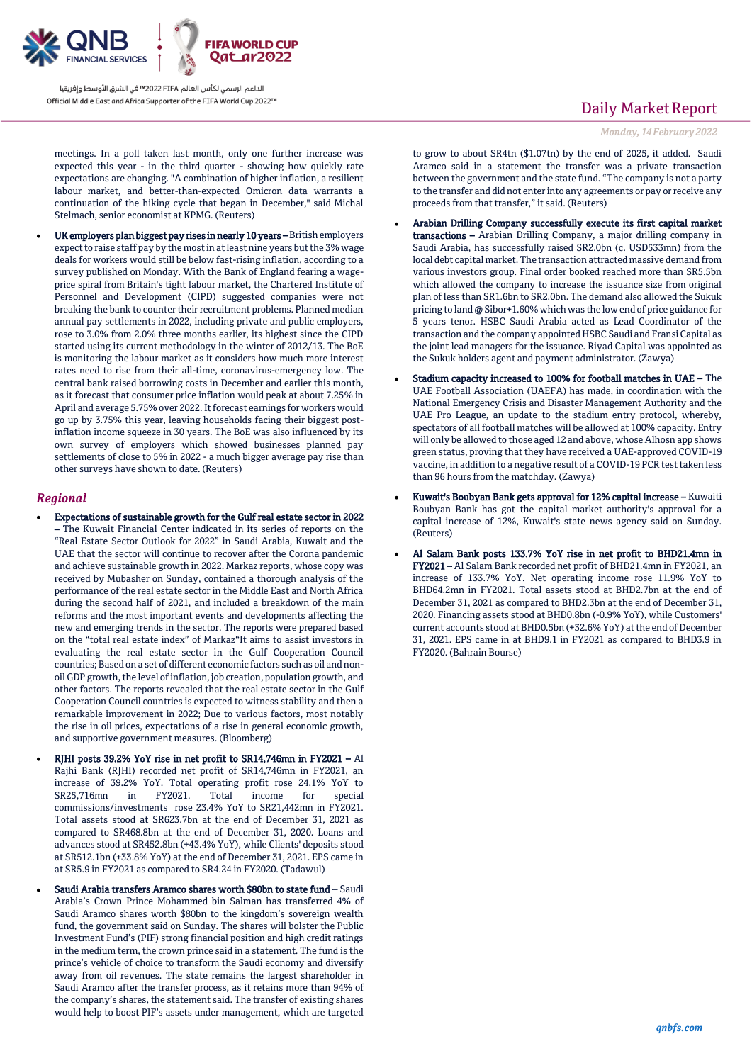meetings. In a poll taken last month, only one further increase was expected this year - in the third quarter - showing how quickly rate expectations are changing. "A combination of higher inflation, a resilient labour market, and better-than-expected Omicron data warrants a continuation of the hiking cycle that began in December," said Michal Stelmach, senior economist at KPMG. (Reuters)

- **UK employers plan biggest pay rises in nearly 10 years –** British employers expect to raise staff pay by the most in at least nine years but the 3% wage deals for workers would still be below fast-rising inflation, according to a survey published on Monday. With the Bank of England fearing a wage-price spiral from Britain's tight labour market, the Chartered Institute of Personnel and Development (CIPD) suggested companies were not breaking the bank to counter their recruitment problems. Planned median annual pay settlements in 2022, including private and public employers, rose to 3.0% from 2.0% three months earlier, its highest since the CIPD started using its current methodology in the winter of 2012/13. The BoE is monitoring the labour market as it considers how much more interest rates need to rise from their all-time, coronavirus-emergency low. The central bank raised borrowing costs in December and earlier this month, as it forecast that consumer price inflation would peak at about 7.25% in April and average 5.75% over 2022. It forecast earnings for workers would go up by 3.75% this year, leaving households facing their biggest post-inflation income squeeze in 30 years. The BoE was also influenced by its own survey of employers which showed businesses planned pay settlements of close to 5% in 2022 - a much bigger average pay rise than other surveys have shown to date. (Reuters)

## Regional

- **Expectations of sustainable growth for the Gulf real estate sector in 2022 –** The Kuwait Financial Center indicated in its series of reports on the "Real Estate Sector Outlook for 2022" in Saudi Arabia, Kuwait and the UAE that the sector will continue to recover after the Corona pandemic and achieve sustainable growth in 2022. Markaz reports, whose copy was received by Mubasher on Sunday, contained a thorough analysis of the performance of the real estate sector in the Middle East and North Africa during the second half of 2021, and included a breakdown of the main reforms and the most important events and developments affecting the new and emerging trends in the sector. The reports were prepared based on the "total real estate index" of Markaz"It aims to assist investors in evaluating the real estate sector in the Gulf Cooperation Council countries; Based on a set of different economic factors such as oil and non-oil GDP growth, the level of inflation, job creation, population growth, and other factors. The reports revealed that the real estate sector in the Gulf Cooperation Council countries is expected to witness stability and then a remarkable improvement in 2022; Due to various factors, most notably the rise in oil prices, expectations of a rise in general economic growth, and supportive government measures. (Bloomberg)
- **RJHI posts 39.2% YoY rise in net profit to SR14,746mn in FY2021 –** Al Rajhi Bank (RJHI) recorded net profit of SR14,746mn in FY2021, an increase of 39.2% YoY. Total operating profit rose 24.1% YoY to SR25,716mn in FY2021. Total income for special commissions/investments rose 23.4% YoY to SR21,442mn in FY2021. Total assets stood at SR623.7bn at the end of December 31, 2021 as compared to SR468.8bn at the end of December 31, 2020. Loans and advances stood at SR452.8bn (+43.4% YoY), while Clients' deposits stood at SR512.1bn (+33.8% YoY) at the end of December 31, 2021. EPS came in at SR5.9 in FY2021 as compared to SR4.24 in FY2020. (Tadawul)
- **Saudi Arabia transfers Aramco shares worth $80bn to state fund –** Saudi Arabia's Crown Prince Mohammed bin Salman has transferred 4% of Saudi Aramco shares worth $80bn to the kingdom's sovereign wealth fund, the government said on Sunday. The shares will bolster the Public Investment Fund's (PIF) strong financial position and high credit ratings in the medium term, the crown prince said in a statement. The fund is the prince's vehicle of choice to transform the Saudi economy and diversify away from oil revenues. The state remains the largest shareholder in Saudi Aramco after the transfer process, as it retains more than 94% of the company's shares, the statement said. The transfer of existing shares would help to boost PIF's assets under management, which are targeted to grow to about SR4trn ($1.07trn) by the end of 2025, it added. Saudi Aramco said in a statement the transfer was a private transaction between the government and the state fund. "The company is not a party to the transfer and did not enter into any agreements or pay or receive any proceeds from that transfer," it said. (Reuters)
- **Arabian Drilling Company successfully execute its first capital market transactions –** Arabian Drilling Company, a major drilling company in Saudi Arabia, has successfully raised SR2.0bn (c. USD533mn) from the local debt capital market. The transaction attracted massive demand from various investors group. Final order booked reached more than SR5.5bn which allowed the company to increase the issuance size from original plan of less than SR1.6bn to SR2.0bn. The demand also allowed the Sukuk pricing to land @ Sibor+1.60% which was the low end of price guidance for 5 years tenor. HSBC Saudi Arabia acted as Lead Coordinator of the transaction and the company appointed HSBC Saudi and Fransi Capital as the joint lead managers for the issuance. Riyad Capital was appointed as the Sukuk holders agent and payment administrator. (Zawya)
- **Stadium capacity increased to 100% for football matches in UAE –** The UAE Football Association (UAEFA) has made, in coordination with the National Emergency Crisis and Disaster Management Authority and the UAE Pro League, an update to the stadium entry protocol, whereby, spectators of all football matches will be allowed at 100% capacity. Entry will only be allowed to those aged 12 and above, whose Alhosn app shows green status, proving that they have received a UAE-approved COVID-19 vaccine, in addition to a negative result of a COVID-19 PCR test taken less than 96 hours from the matchday. (Zawya)
- **Kuwait's Boubyan Bank gets approval for 12% capital increase –** Kuwaiti Boubyan Bank has got the capital market authority's approval for a capital increase of 12%, Kuwait's state news agency said on Sunday. (Reuters)
- **Al Salam Bank posts 133.7% YoY rise in net profit to BHD21.4mn in FY2021 –** Al Salam Bank recorded net profit of BHD21.4mn in FY2021, an increase of 133.7% YoY. Net operating income rose 11.9% YoY to BHD64.2mn in FY2021. Total assets stood at BHD2.7bn at the end of December 31, 2021 as compared to BHD2.3bn at the end of December 31, 2020. Financing assets stood at BHD0.8bn (-0.9% YoY), while Customers' current accounts stood at BHD0.5bn (+32.6% YoY) at the end of December 31, 2021. EPS came in at BHD9.1 in FY2021 as compared to BHD3.9 in FY2020. (Bahrain Bourse)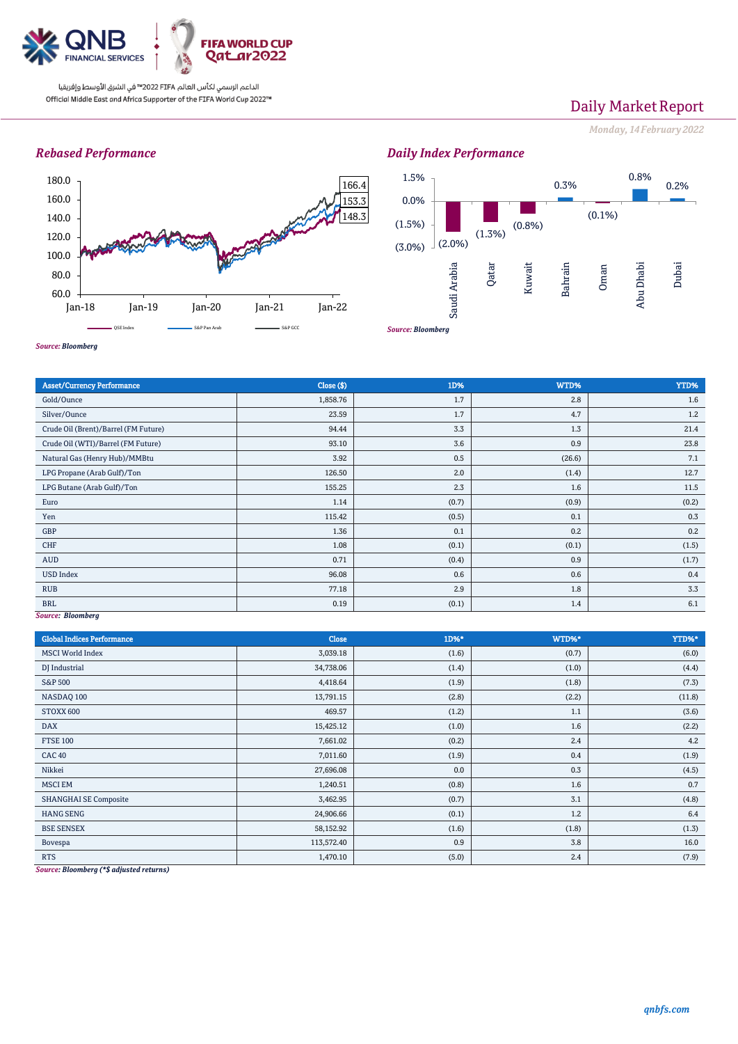QNB FINANCIAL SERVICES | FIFA WORLD CUP Qatar2022

الداعم الرسمي لكأس العالم FIFA 2022™ في الشرق الأوسط وإفريقيا
Official Middle East and Africa Supporter of the FIFA World Cup 2022™

# Daily Market Report

*Monday, 14 February 2022*

## *Rebased Performance*

180.0, 160.0, 140.0, 120.0, 100.0, 80.0, 60.0

Jan-18, Jan-19, Jan-20, Jan-21, Jan-22

166.4, 153.3, 148.3

QSE Index, S&P Pan Arab, S&P GCC

*Source: Bloomberg*

## *Daily Index Performance*

| Saudi Arabia | Qatar | Kuwait | Bahrain | Oman | Abu Dhabi | Dubai |
|---|---|---|---|---|---|---|
| (2.0%) | (1.3%) | (0.8%) | 0.3% | (0.1%) | 0.8% | 0.2% |

*Source: Bloomberg*

| Asset/Currency Performance | Close ($) | 1D% | WTD% | YTD% |
|---|---|---|---|---|
| Gold/Ounce | 1,858.76 | 1.7 | 2.8 | 1.6 |
| Silver/Ounce | 23.59 | 1.7 | 4.7 | 1.2 |
| Crude Oil (Brent)/Barrel (FM Future) | 94.44 | 3.3 | 1.3 | 21.4 |
| Crude Oil (WTI)/Barrel (FM Future) | 93.10 | 3.6 | 0.9 | 23.8 |
| Natural Gas (Henry Hub)/MMBtu | 3.92 | 0.5 | (26.6) | 7.1 |
| LPG Propane (Arab Gulf)/Ton | 126.50 | 2.0 | (1.4) | 12.7 |
| LPG Butane (Arab Gulf)/Ton | 155.25 | 2.3 | 1.6 | 11.5 |
| Euro | 1.14 | (0.7) | (0.9) | (0.2) |
| Yen | 115.42 | (0.5) | 0.1 | 0.3 |
| GBP | 1.36 | 0.1 | 0.2 | 0.2 |
| CHF | 1.08 | (0.1) | (0.1) | (1.5) |
| AUD | 0.71 | (0.4) | 0.9 | (1.7) |
| USD Index | 96.08 | 0.6 | 0.6 | 0.4 |
| RUB | 77.18 | 2.9 | 1.8 | 3.3 |
| BRL | 0.19 | (0.1) | 1.4 | 6.1 |

*Source: Bloomberg*

| Global Indices Performance | Close | 1D%* | WTD%* | YTD%* |
|---|---|---|---|---|
| MSCI World Index | 3,039.18 | (1.6) | (0.7) | (6.0) |
| DJ Industrial | 34,738.06 | (1.4) | (1.0) | (4.4) |
| S&P 500 | 4,418.64 | (1.9) | (1.8) | (7.3) |
| NASDAQ 100 | 13,791.15 | (2.8) | (2.2) | (11.8) |
| STOXX 600 | 469.57 | (1.2) | 1.1 | (3.6) |
| DAX | 15,425.12 | (1.0) | 1.6 | (2.2) |
| FTSE 100 | 7,661.02 | (0.2) | 2.4 | 4.2 |
| CAC 40 | 7,011.60 | (1.9) | 0.4 | (1.9) |
| Nikkei | 27,696.08 | 0.0 | 0.3 | (4.5) |
| MSCI EM | 1,240.51 | (0.8) | 1.6 | 0.7 |
| SHANGHAI SE Composite | 3,462.95 | (0.7) | 3.1 | (4.8) |
| HANG SENG | 24,906.66 | (0.1) | 1.2 | 6.4 |
| BSE SENSEX | 58,152.92 | (1.6) | (1.8) | (1.3) |
| Bovespa | 113,572.40 | 0.9 | 3.8 | 16.0 |
| RTS | 1,470.10 | (5.0) | 2.4 | (7.9) |

*Source: Bloomberg (*$ adjusted returns)*

*qnbfs.com*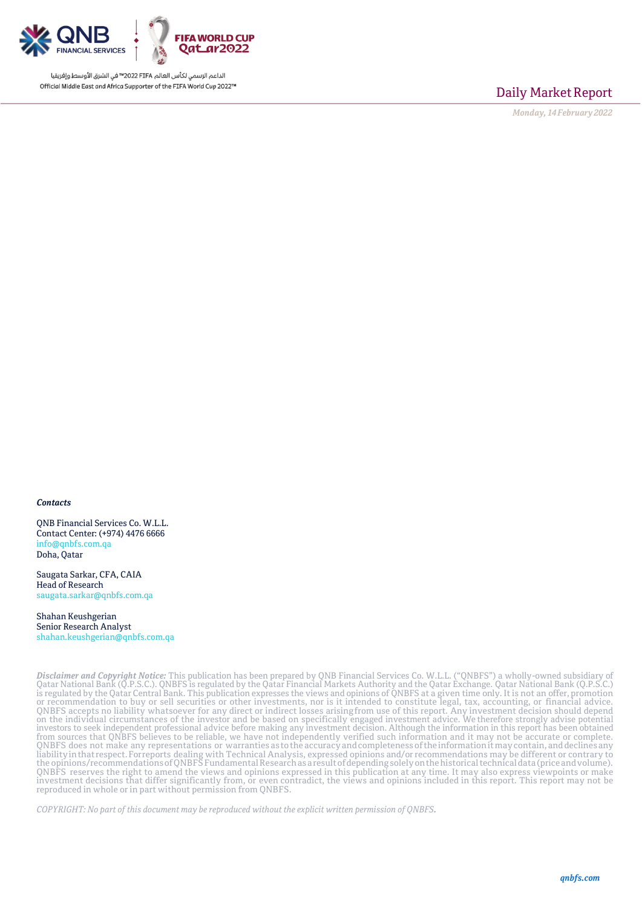الداعم الرسمي لكأس العالم FIFA 2022™ في الشرق الأوسط وإفريقيا

Official Middle East and Africa Supporter of the FIFA World Cup 2022™

Daily Market Report

*Monday, 14 February 2022*

***Contacts***

QNB Financial Services Co. W.L.L.
Contact Center: (+974) 4476 6666
info@qnbfs.com.qa
Doha, Qatar

Saugata Sarkar, CFA, CAIA
Head of Research
saugata.sarkar@qnbfs.com.qa

Shahan Keushgerian
Senior Research Analyst
shahan.keushgerian@qnbfs.com.qa

***Disclaimer and Copyright Notice:*** This publication has been prepared by QNB Financial Services Co. W.L.L. ("QNBFS") a wholly-owned subsidiary of Qatar National Bank (Q.P.S.C.). QNBFS is regulated by the Qatar Financial Markets Authority and the Qatar Exchange. Qatar National Bank (Q.P.S.C.) is regulated by the Qatar Central Bank. This publication expresses the views and opinions of QNBFS at a given time only. It is not an offer, promotion or recommendation to buy or sell securities or other investments, nor is it intended to constitute legal, tax, accounting, or financial advice. QNBFS accepts no liability whatsoever for any direct or indirect losses arising from use of this report. Any investment decision should depend on the individual circumstances of the investor and be based on specifically engaged investment advice. We therefore strongly advise potential investors to seek independent professional advice before making any investment decision. Although the information in this report has been obtained from sources that QNBFS believes to be reliable, we have not independently verified such information and it may not be accurate or complete. QNBFS does not make any representations or warranties as to the accuracy and completeness of the information it may contain, and declines any liability in that respect. For reports dealing with Technical Analysis, expressed opinions and/or recommendations may be different or contrary to the opinions/recommendations of QNBFS Fundamental Research as a result of depending solely on the historical technical data (price and volume). QNBFS reserves the right to amend the views and opinions expressed in this publication at any time. It may also express viewpoints or make investment decisions that differ significantly from, or even contradict, the views and opinions included in this report. This report may not be reproduced in whole or in part without permission from QNBFS.

*COPYRIGHT: No part of this document may be reproduced without the explicit written permission of QNBFS.*

*qnbfs.com*